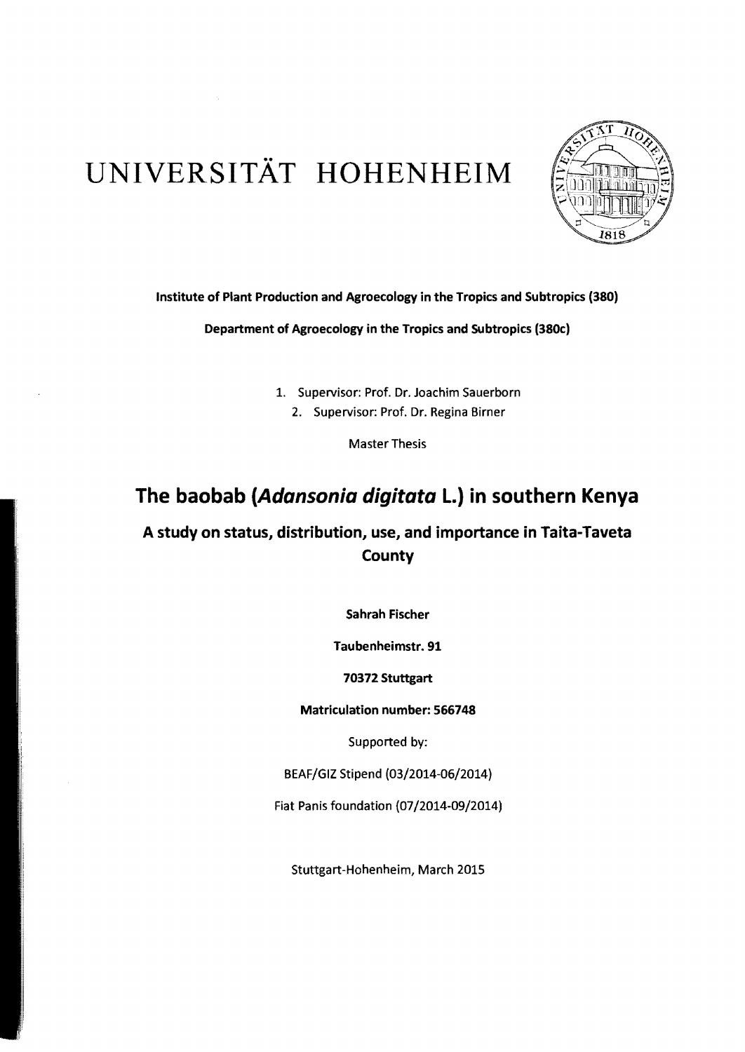# UNIVERSITÄT HOHENHEIM

**Institute of Plant Production and Agroecology in the Tropics and Subtropics (380)**

**Department of Agroecology in the Tropics and Subtropics (380c)**

1. Supervisor: Prof. Dr. Joachim Sauerborn
2. Supervisor: Prof. Dr. Regina Birner

Master Thesis

## The baobab (*Adansonia digitata* L.) in southern Kenya

### A study on status, distribution, use, and importance in Taita-Taveta County

**Sahrah Fischer**

**Taubenheimstr. 91**

**70372 Stuttgart**

**Matriculation number: 566748**

Supported by:

BEAF/GIZ Stipend (03/2014-06/2014)

Fiat Panis foundation (07/2014-09/2014)

Stuttgart-Hohenheim, March 2015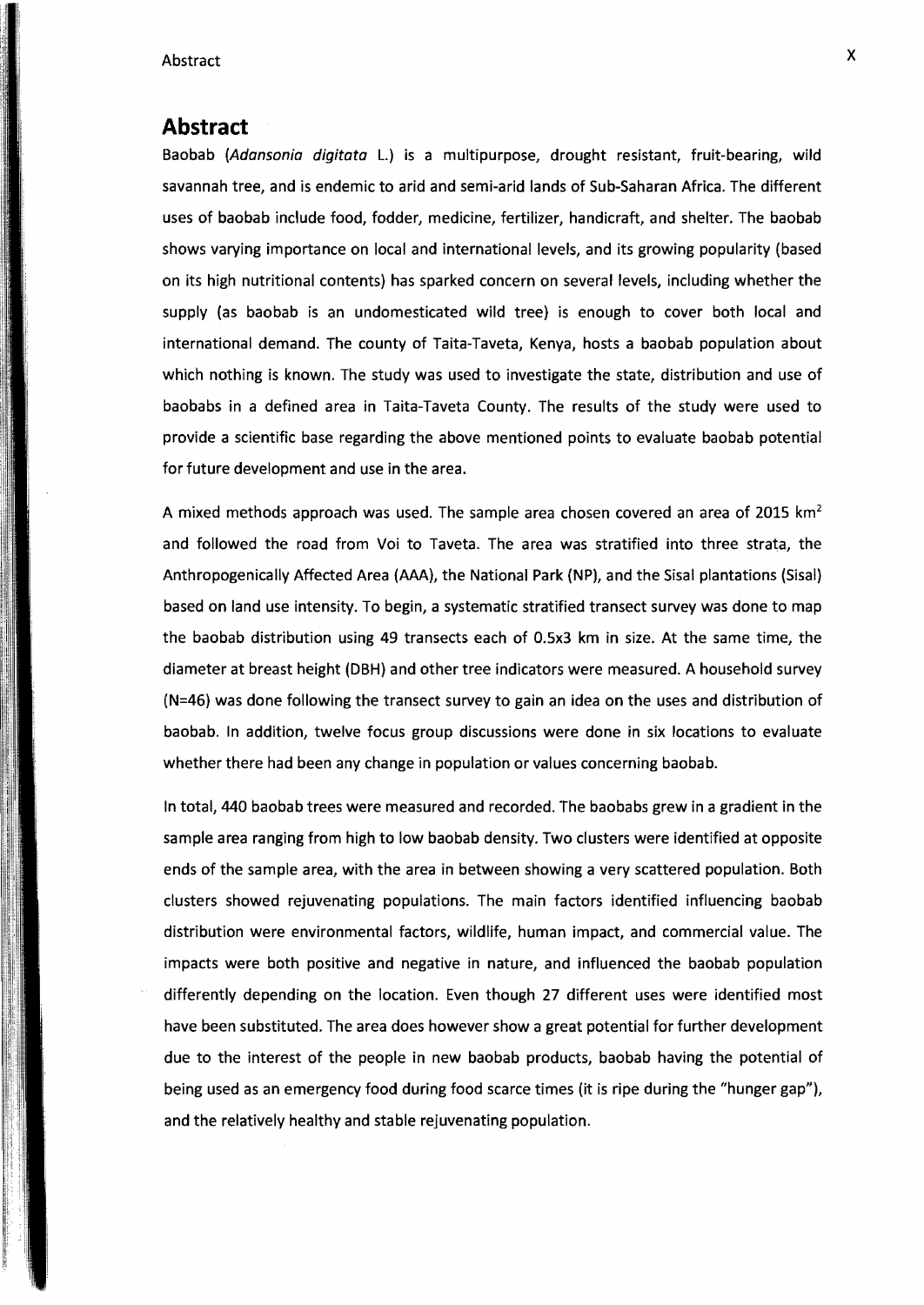# Abstract

Baobab (*Adansonia digitata* L.) is a multipurpose, drought resistant, fruit-bearing, wild savannah tree, and is endemic to arid and semi-arid lands of Sub-Saharan Africa. The different uses of baobab include food, fodder, medicine, fertilizer, handicraft, and shelter. The baobab shows varying importance on local and international levels, and its growing popularity (based on its high nutritional contents) has sparked concern on several levels, including whether the supply (as baobab is an undomesticated wild tree) is enough to cover both local and international demand. The county of Taita-Taveta, Kenya, hosts a baobab population about which nothing is known. The study was used to investigate the state, distribution and use of baobabs in a defined area in Taita-Taveta County. The results of the study were used to provide a scientific base regarding the above mentioned points to evaluate baobab potential for future development and use in the area.

A mixed methods approach was used. The sample area chosen covered an area of 2015 $km^2$ and followed the road from Voi to Taveta. The area was stratified into three strata, the Anthropogenically Affected Area (AAA), the National Park (NP), and the Sisal plantations (Sisal) based on land use intensity. To begin, a systematic stratified transect survey was done to map the baobab distribution using 49 transects each of 0.5x3 km in size. At the same time, the diameter at breast height (DBH) and other tree indicators were measured. A household survey (N=46) was done following the transect survey to gain an idea on the uses and distribution of baobab. In addition, twelve focus group discussions were done in six locations to evaluate whether there had been any change in population or values concerning baobab.

In total, 440 baobab trees were measured and recorded. The baobabs grew in a gradient in the sample area ranging from high to low baobab density. Two clusters were identified at opposite ends of the sample area, with the area in between showing a very scattered population. Both clusters showed rejuvenating populations. The main factors identified influencing baobab distribution were environmental factors, wildlife, human impact, and commercial value. The impacts were both positive and negative in nature, and influenced the baobab population differently depending on the location. Even though 27 different uses were identified most have been substituted. The area does however show a great potential for further development due to the interest of the people in new baobab products, baobab having the potential of being used as an emergency food during food scarce times (it is ripe during the "hunger gap"), and the relatively healthy and stable rejuvenating population.